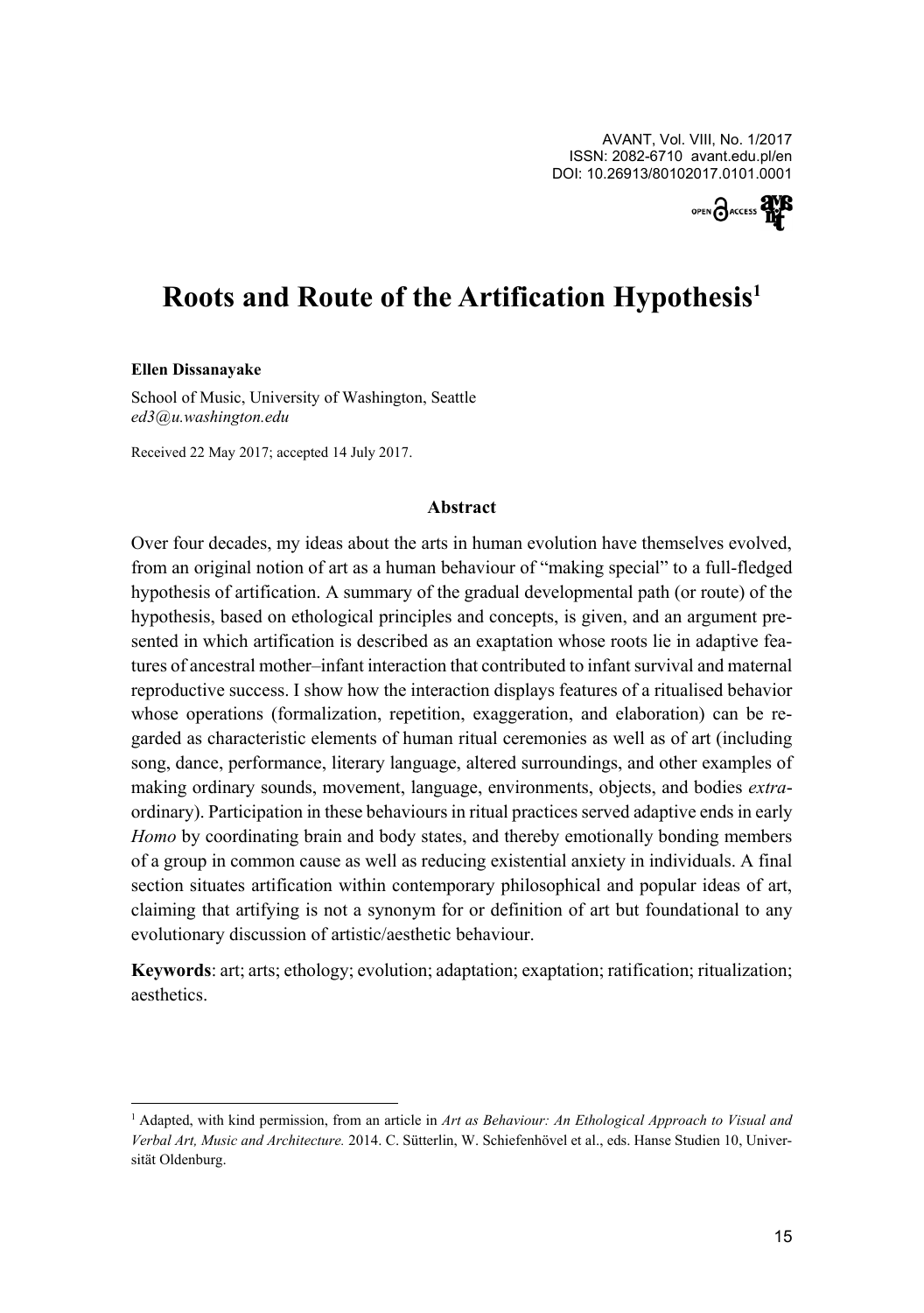# Roots and Route of the Artification Hypothesis[1]

**Ellen Dissanayake**

School of Music, University of Washington, Seattle
*ed3@u.washington.edu*

Received 22 May 2017; accepted 14 July 2017.

### Abstract

Over four decades, my ideas about the arts in human evolution have themselves evolved, from an original notion of art as a human behaviour of "making special" to a full-fledged hypothesis of artification. A summary of the gradual developmental path (or route) of the hypothesis, based on ethological principles and concepts, is given, and an argument presented in which artification is described as an exaptation whose roots lie in adaptive features of ancestral mother–infant interaction that contributed to infant survival and maternal reproductive success. I show how the interaction displays features of a ritualised behavior whose operations (formalization, repetition, exaggeration, and elaboration) can be regarded as characteristic elements of human ritual ceremonies as well as of art (including song, dance, performance, literary language, altered surroundings, and other examples of making ordinary sounds, movement, language, environments, objects, and bodies *extra*-ordinary). Participation in these behaviours in ritual practices served adaptive ends in early *Homo* by coordinating brain and body states, and thereby emotionally bonding members of a group in common cause as well as reducing existential anxiety in individuals. A final section situates artification within contemporary philosophical and popular ideas of art, claiming that artifying is not a synonym for or definition of art but foundational to any evolutionary discussion of artistic/aesthetic behaviour.

**Keywords**: art; arts; ethology; evolution; adaptation; exaptation; ratification; ritualization; aesthetics.

[1] Adapted, with kind permission, from an article in *Art as Behaviour: An Ethological Approach to Visual and Verbal Art, Music and Architecture.* 2014. C. Sütterlin, W. Schiefenhövel et al., eds. Hanse Studien 10, Universität Oldenburg.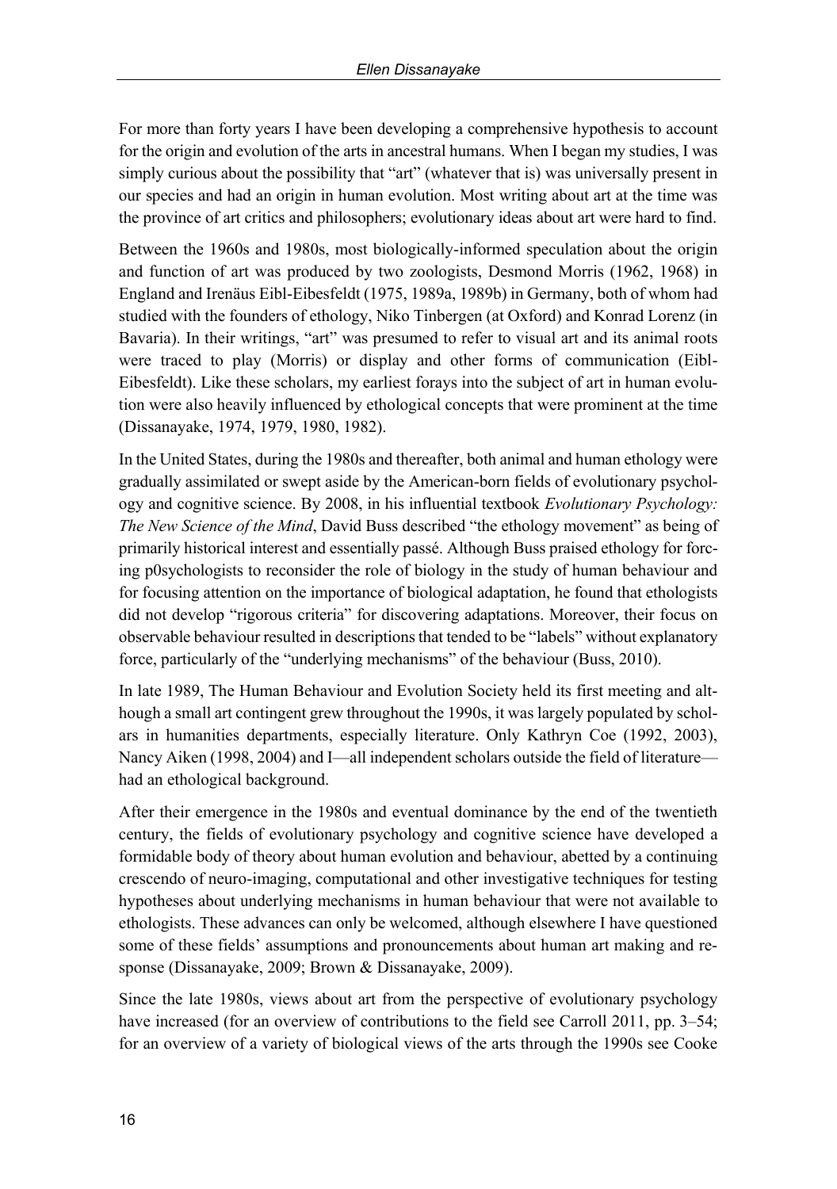For more than forty years I have been developing a comprehensive hypothesis to account for the origin and evolution of the arts in ancestral humans. When I began my studies, I was simply curious about the possibility that "art" (whatever that is) was universally present in our species and had an origin in human evolution. Most writing about art at the time was the province of art critics and philosophers; evolutionary ideas about art were hard to find.

Between the 1960s and 1980s, most biologically-informed speculation about the origin and function of art was produced by two zoologists, Desmond Morris (1962, 1968) in England and Irenäus Eibl-Eibesfeldt (1975, 1989a, 1989b) in Germany, both of whom had studied with the founders of ethology, Niko Tinbergen (at Oxford) and Konrad Lorenz (in Bavaria). In their writings, "art" was presumed to refer to visual art and its animal roots were traced to play (Morris) or display and other forms of communication (Eibl-Eibesfeldt). Like these scholars, my earliest forays into the subject of art in human evolution were also heavily influenced by ethological concepts that were prominent at the time (Dissanayake, 1974, 1979, 1980, 1982).

In the United States, during the 1980s and thereafter, both animal and human ethology were gradually assimilated or swept aside by the American-born fields of evolutionary psychology and cognitive science. By 2008, in his influential textbook *Evolutionary Psychology: The New Science of the Mind*, David Buss described "the ethology movement" as being of primarily historical interest and essentially passé. Although Buss praised ethology for forcing p0sychologists to reconsider the role of biology in the study of human behaviour and for focusing attention on the importance of biological adaptation, he found that ethologists did not develop "rigorous criteria" for discovering adaptations. Moreover, their focus on observable behaviour resulted in descriptions that tended to be "labels" without explanatory force, particularly of the "underlying mechanisms" of the behaviour (Buss, 2010).

In late 1989, The Human Behaviour and Evolution Society held its first meeting and although a small art contingent grew throughout the 1990s, it was largely populated by scholars in humanities departments, especially literature. Only Kathryn Coe (1992, 2003), Nancy Aiken (1998, 2004) and I—all independent scholars outside the field of literature—had an ethological background.

After their emergence in the 1980s and eventual dominance by the end of the twentieth century, the fields of evolutionary psychology and cognitive science have developed a formidable body of theory about human evolution and behaviour, abetted by a continuing crescendo of neuro-imaging, computational and other investigative techniques for testing hypotheses about underlying mechanisms in human behaviour that were not available to ethologists. These advances can only be welcomed, although elsewhere I have questioned some of these fields' assumptions and pronouncements about human art making and response (Dissanayake, 2009; Brown & Dissanayake, 2009).

Since the late 1980s, views about art from the perspective of evolutionary psychology have increased (for an overview of contributions to the field see Carroll 2011, pp. 3–54; for an overview of a variety of biological views of the arts through the 1990s see Cooke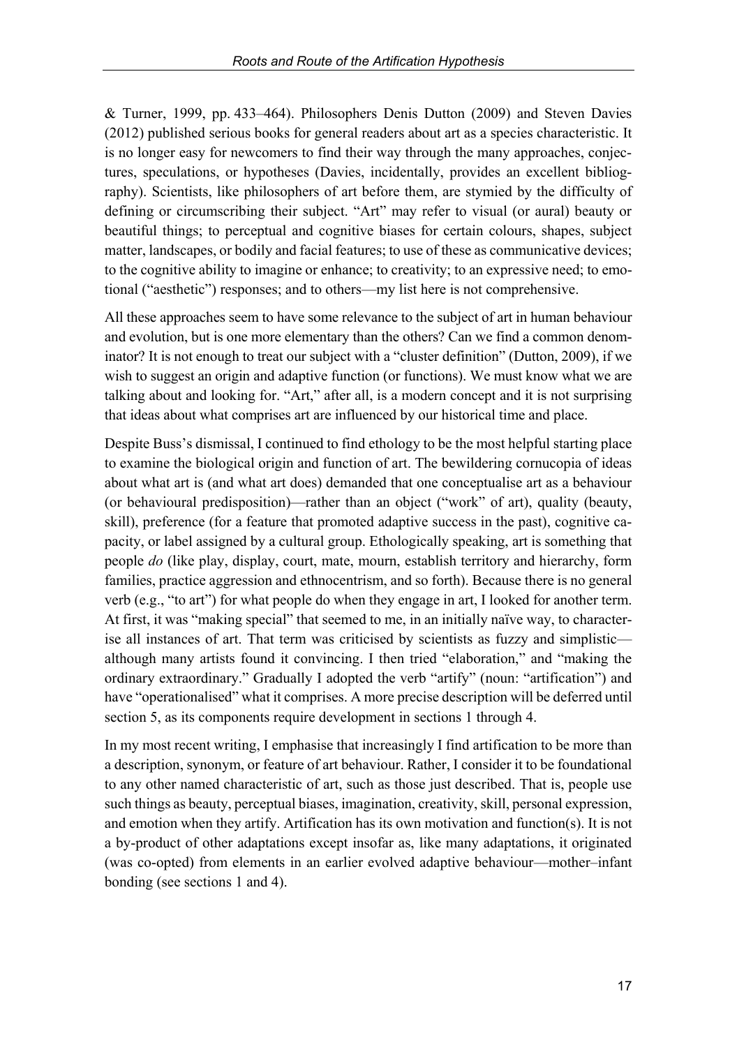& Turner, 1999, pp. 433–464). Philosophers Denis Dutton (2009) and Steven Davies (2012) published serious books for general readers about art as a species characteristic. It is no longer easy for newcomers to find their way through the many approaches, conjectures, speculations, or hypotheses (Davies, incidentally, provides an excellent bibliography). Scientists, like philosophers of art before them, are stymied by the difficulty of defining or circumscribing their subject. "Art" may refer to visual (or aural) beauty or beautiful things; to perceptual and cognitive biases for certain colours, shapes, subject matter, landscapes, or bodily and facial features; to use of these as communicative devices; to the cognitive ability to imagine or enhance; to creativity; to an expressive need; to emotional ("aesthetic") responses; and to others—my list here is not comprehensive.

All these approaches seem to have some relevance to the subject of art in human behaviour and evolution, but is one more elementary than the others? Can we find a common denominator? It is not enough to treat our subject with a "cluster definition" (Dutton, 2009), if we wish to suggest an origin and adaptive function (or functions). We must know what we are talking about and looking for. "Art," after all, is a modern concept and it is not surprising that ideas about what comprises art are influenced by our historical time and place.

Despite Buss's dismissal, I continued to find ethology to be the most helpful starting place to examine the biological origin and function of art. The bewildering cornucopia of ideas about what art is (and what art does) demanded that one conceptualise art as a behaviour (or behavioural predisposition)—rather than an object ("work" of art), quality (beauty, skill), preference (for a feature that promoted adaptive success in the past), cognitive capacity, or label assigned by a cultural group. Ethologically speaking, art is something that people *do* (like play, display, court, mate, mourn, establish territory and hierarchy, form families, practice aggression and ethnocentrism, and so forth). Because there is no general verb (e.g., "to art") for what people do when they engage in art, I looked for another term. At first, it was "making special" that seemed to me, in an initially naïve way, to characterise all instances of art. That term was criticised by scientists as fuzzy and simplistic—although many artists found it convincing. I then tried "elaboration," and "making the ordinary extraordinary." Gradually I adopted the verb "artify" (noun: "artification") and have "operationalised" what it comprises. A more precise description will be deferred until section 5, as its components require development in sections 1 through 4.

In my most recent writing, I emphasise that increasingly I find artification to be more than a description, synonym, or feature of art behaviour. Rather, I consider it to be foundational to any other named characteristic of art, such as those just described. That is, people use such things as beauty, perceptual biases, imagination, creativity, skill, personal expression, and emotion when they artify. Artification has its own motivation and function(s). It is not a by-product of other adaptations except insofar as, like many adaptations, it originated (was co-opted) from elements in an earlier evolved adaptive behaviour—mother–infant bonding (see sections 1 and 4).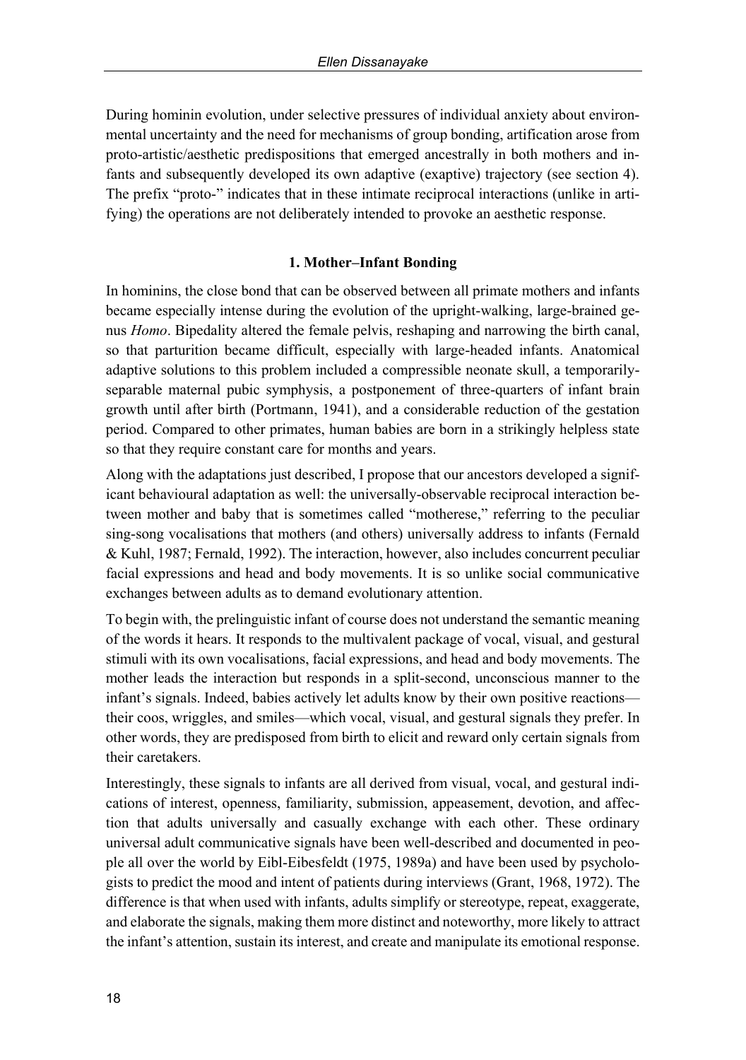During hominin evolution, under selective pressures of individual anxiety about environmental uncertainty and the need for mechanisms of group bonding, artification arose from proto-artistic/aesthetic predispositions that emerged ancestrally in both mothers and infants and subsequently developed its own adaptive (exaptive) trajectory (see section 4). The prefix "proto-" indicates that in these intimate reciprocal interactions (unlike in artifying) the operations are not deliberately intended to provoke an aesthetic response.

## 1. Mother–Infant Bonding

In hominins, the close bond that can be observed between all primate mothers and infants became especially intense during the evolution of the upright-walking, large-brained genus *Homo*. Bipedality altered the female pelvis, reshaping and narrowing the birth canal, so that parturition became difficult, especially with large-headed infants. Anatomical adaptive solutions to this problem included a compressible neonate skull, a temporarily-separable maternal pubic symphysis, a postponement of three-quarters of infant brain growth until after birth (Portmann, 1941), and a considerable reduction of the gestation period. Compared to other primates, human babies are born in a strikingly helpless state so that they require constant care for months and years.

Along with the adaptations just described, I propose that our ancestors developed a significant behavioural adaptation as well: the universally-observable reciprocal interaction between mother and baby that is sometimes called "motherese," referring to the peculiar sing-song vocalisations that mothers (and others) universally address to infants (Fernald & Kuhl, 1987; Fernald, 1992). The interaction, however, also includes concurrent peculiar facial expressions and head and body movements. It is so unlike social communicative exchanges between adults as to demand evolutionary attention.

To begin with, the prelinguistic infant of course does not understand the semantic meaning of the words it hears. It responds to the multivalent package of vocal, visual, and gestural stimuli with its own vocalisations, facial expressions, and head and body movements. The mother leads the interaction but responds in a split-second, unconscious manner to the infant's signals. Indeed, babies actively let adults know by their own positive reactions—their coos, wriggles, and smiles—which vocal, visual, and gestural signals they prefer. In other words, they are predisposed from birth to elicit and reward only certain signals from their caretakers.

Interestingly, these signals to infants are all derived from visual, vocal, and gestural indications of interest, openness, familiarity, submission, appeasement, devotion, and affection that adults universally and casually exchange with each other. These ordinary universal adult communicative signals have been well-described and documented in people all over the world by Eibl-Eibesfeldt (1975, 1989a) and have been used by psychologists to predict the mood and intent of patients during interviews (Grant, 1968, 1972). The difference is that when used with infants, adults simplify or stereotype, repeat, exaggerate, and elaborate the signals, making them more distinct and noteworthy, more likely to attract the infant's attention, sustain its interest, and create and manipulate its emotional response.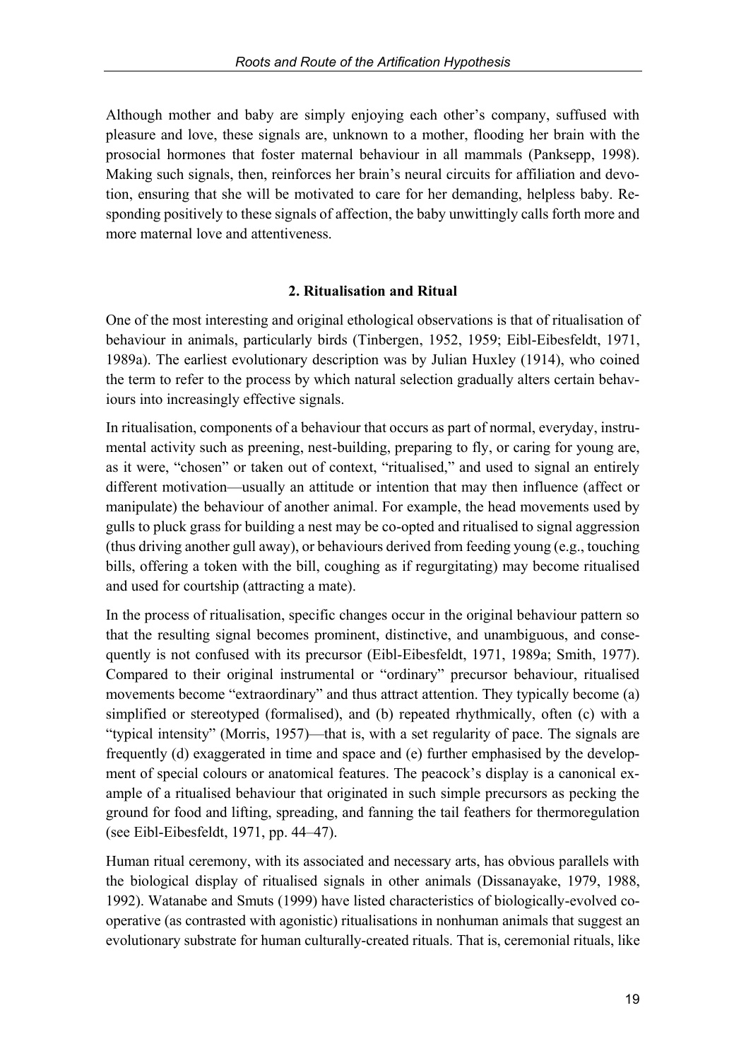Although mother and baby are simply enjoying each other's company, suffused with pleasure and love, these signals are, unknown to a mother, flooding her brain with the prosocial hormones that foster maternal behaviour in all mammals (Panksepp, 1998). Making such signals, then, reinforces her brain's neural circuits for affiliation and devotion, ensuring that she will be motivated to care for her demanding, helpless baby. Responding positively to these signals of affection, the baby unwittingly calls forth more and more maternal love and attentiveness.

## 2. Ritualisation and Ritual

One of the most interesting and original ethological observations is that of ritualisation of behaviour in animals, particularly birds (Tinbergen, 1952, 1959; Eibl-Eibesfeldt, 1971, 1989a). The earliest evolutionary description was by Julian Huxley (1914), who coined the term to refer to the process by which natural selection gradually alters certain behaviours into increasingly effective signals.

In ritualisation, components of a behaviour that occurs as part of normal, everyday, instrumental activity such as preening, nest-building, preparing to fly, or caring for young are, as it were, "chosen" or taken out of context, "ritualised," and used to signal an entirely different motivation—usually an attitude or intention that may then influence (affect or manipulate) the behaviour of another animal. For example, the head movements used by gulls to pluck grass for building a nest may be co-opted and ritualised to signal aggression (thus driving another gull away), or behaviours derived from feeding young (e.g., touching bills, offering a token with the bill, coughing as if regurgitating) may become ritualised and used for courtship (attracting a mate).

In the process of ritualisation, specific changes occur in the original behaviour pattern so that the resulting signal becomes prominent, distinctive, and unambiguous, and consequently is not confused with its precursor (Eibl-Eibesfeldt, 1971, 1989a; Smith, 1977). Compared to their original instrumental or "ordinary" precursor behaviour, ritualised movements become "extraordinary" and thus attract attention. They typically become (a) simplified or stereotyped (formalised), and (b) repeated rhythmically, often (c) with a "typical intensity" (Morris, 1957)—that is, with a set regularity of pace. The signals are frequently (d) exaggerated in time and space and (e) further emphasised by the development of special colours or anatomical features. The peacock's display is a canonical example of a ritualised behaviour that originated in such simple precursors as pecking the ground for food and lifting, spreading, and fanning the tail feathers for thermoregulation (see Eibl-Eibesfeldt, 1971, pp. 44–47).

Human ritual ceremony, with its associated and necessary arts, has obvious parallels with the biological display of ritualised signals in other animals (Dissanayake, 1979, 1988, 1992). Watanabe and Smuts (1999) have listed characteristics of biologically-evolved cooperative (as contrasted with agonistic) ritualisations in nonhuman animals that suggest an evolutionary substrate for human culturally-created rituals. That is, ceremonial rituals, like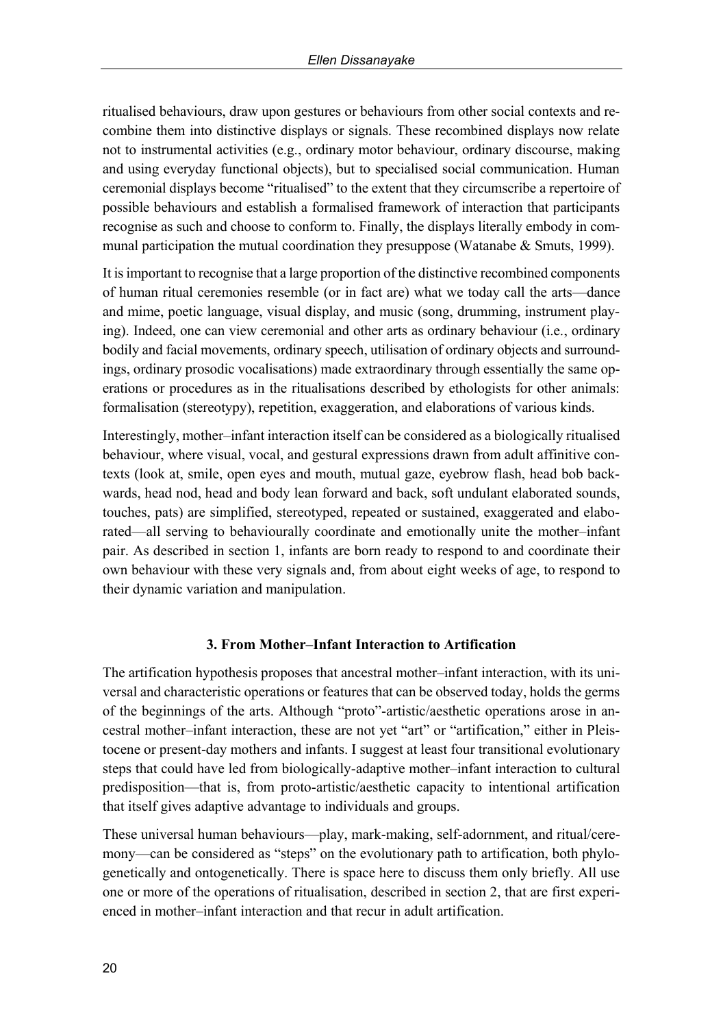ritualised behaviours, draw upon gestures or behaviours from other social contexts and recombine them into distinctive displays or signals. These recombined displays now relate not to instrumental activities (e.g., ordinary motor behaviour, ordinary discourse, making and using everyday functional objects), but to specialised social communication. Human ceremonial displays become "ritualised" to the extent that they circumscribe a repertoire of possible behaviours and establish a formalised framework of interaction that participants recognise as such and choose to conform to. Finally, the displays literally embody in communal participation the mutual coordination they presuppose (Watanabe & Smuts, 1999).

It is important to recognise that a large proportion of the distinctive recombined components of human ritual ceremonies resemble (or in fact are) what we today call the arts—dance and mime, poetic language, visual display, and music (song, drumming, instrument playing). Indeed, one can view ceremonial and other arts as ordinary behaviour (i.e., ordinary bodily and facial movements, ordinary speech, utilisation of ordinary objects and surroundings, ordinary prosodic vocalisations) made extraordinary through essentially the same operations or procedures as in the ritualisations described by ethologists for other animals: formalisation (stereotypy), repetition, exaggeration, and elaborations of various kinds.

Interestingly, mother–infant interaction itself can be considered as a biologically ritualised behaviour, where visual, vocal, and gestural expressions drawn from adult affinitive contexts (look at, smile, open eyes and mouth, mutual gaze, eyebrow flash, head bob backwards, head nod, head and body lean forward and back, soft undulant elaborated sounds, touches, pats) are simplified, stereotyped, repeated or sustained, exaggerated and elaborated—all serving to behaviourally coordinate and emotionally unite the mother–infant pair. As described in section 1, infants are born ready to respond to and coordinate their own behaviour with these very signals and, from about eight weeks of age, to respond to their dynamic variation and manipulation.

### 3. From Mother–Infant Interaction to Artification

The artification hypothesis proposes that ancestral mother–infant interaction, with its universal and characteristic operations or features that can be observed today, holds the germs of the beginnings of the arts. Although "proto"-artistic/aesthetic operations arose in ancestral mother–infant interaction, these are not yet "art" or "artification," either in Pleistocene or present-day mothers and infants. I suggest at least four transitional evolutionary steps that could have led from biologically-adaptive mother–infant interaction to cultural predisposition—that is, from proto-artistic/aesthetic capacity to intentional artification that itself gives adaptive advantage to individuals and groups.

These universal human behaviours—play, mark-making, self-adornment, and ritual/ceremony—can be considered as "steps" on the evolutionary path to artification, both phylogenetically and ontogenetically. There is space here to discuss them only briefly. All use one or more of the operations of ritualisation, described in section 2, that are first experienced in mother–infant interaction and that recur in adult artification.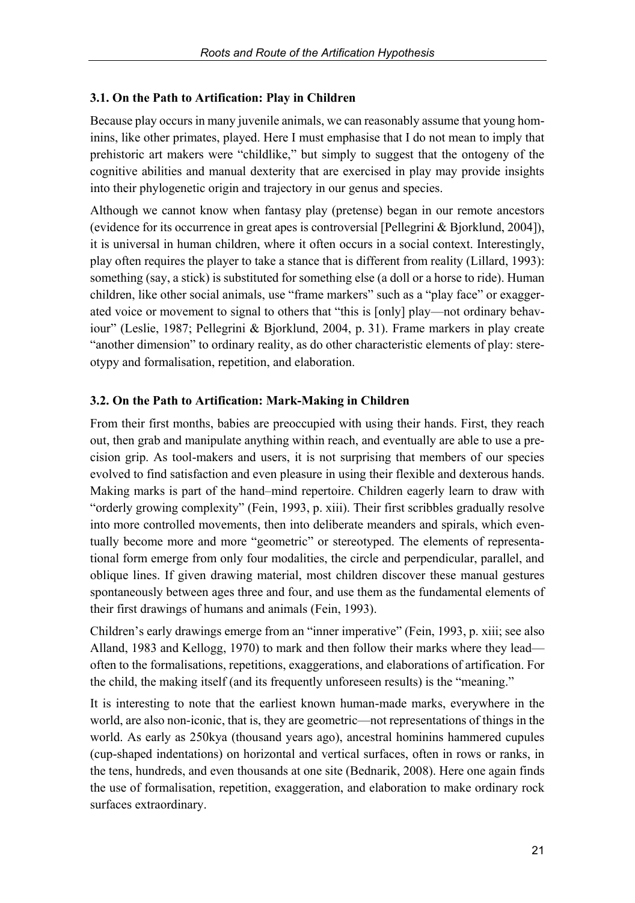### 3.1. On the Path to Artification: Play in Children

Because play occurs in many juvenile animals, we can reasonably assume that young hominins, like other primates, played. Here I must emphasise that I do not mean to imply that prehistoric art makers were "childlike," but simply to suggest that the ontogeny of the cognitive abilities and manual dexterity that are exercised in play may provide insights into their phylogenetic origin and trajectory in our genus and species.

Although we cannot know when fantasy play (pretense) began in our remote ancestors (evidence for its occurrence in great apes is controversial [Pellegrini & Bjorklund, 2004]), it is universal in human children, where it often occurs in a social context. Interestingly, play often requires the player to take a stance that is different from reality (Lillard, 1993): something (say, a stick) is substituted for something else (a doll or a horse to ride). Human children, like other social animals, use "frame markers" such as a "play face" or exaggerated voice or movement to signal to others that "this is [only] play—not ordinary behaviour" (Leslie, 1987; Pellegrini & Bjorklund, 2004, p. 31). Frame markers in play create "another dimension" to ordinary reality, as do other characteristic elements of play: stereotypy and formalisation, repetition, and elaboration.

### 3.2. On the Path to Artification: Mark-Making in Children

From their first months, babies are preoccupied with using their hands. First, they reach out, then grab and manipulate anything within reach, and eventually are able to use a precision grip. As tool-makers and users, it is not surprising that members of our species evolved to find satisfaction and even pleasure in using their flexible and dexterous hands. Making marks is part of the hand–mind repertoire. Children eagerly learn to draw with "orderly growing complexity" (Fein, 1993, p. xiii). Their first scribbles gradually resolve into more controlled movements, then into deliberate meanders and spirals, which eventually become more and more "geometric" or stereotyped. The elements of representational form emerge from only four modalities, the circle and perpendicular, parallel, and oblique lines. If given drawing material, most children discover these manual gestures spontaneously between ages three and four, and use them as the fundamental elements of their first drawings of humans and animals (Fein, 1993).

Children's early drawings emerge from an "inner imperative" (Fein, 1993, p. xiii; see also Alland, 1983 and Kellogg, 1970) to mark and then follow their marks where they lead—often to the formalisations, repetitions, exaggerations, and elaborations of artification. For the child, the making itself (and its frequently unforeseen results) is the "meaning."

It is interesting to note that the earliest known human-made marks, everywhere in the world, are also non-iconic, that is, they are geometric—not representations of things in the world. As early as 250kya (thousand years ago), ancestral hominins hammered cupules (cup-shaped indentations) on horizontal and vertical surfaces, often in rows or ranks, in the tens, hundreds, and even thousands at one site (Bednarik, 2008). Here one again finds the use of formalisation, repetition, exaggeration, and elaboration to make ordinary rock surfaces extraordinary.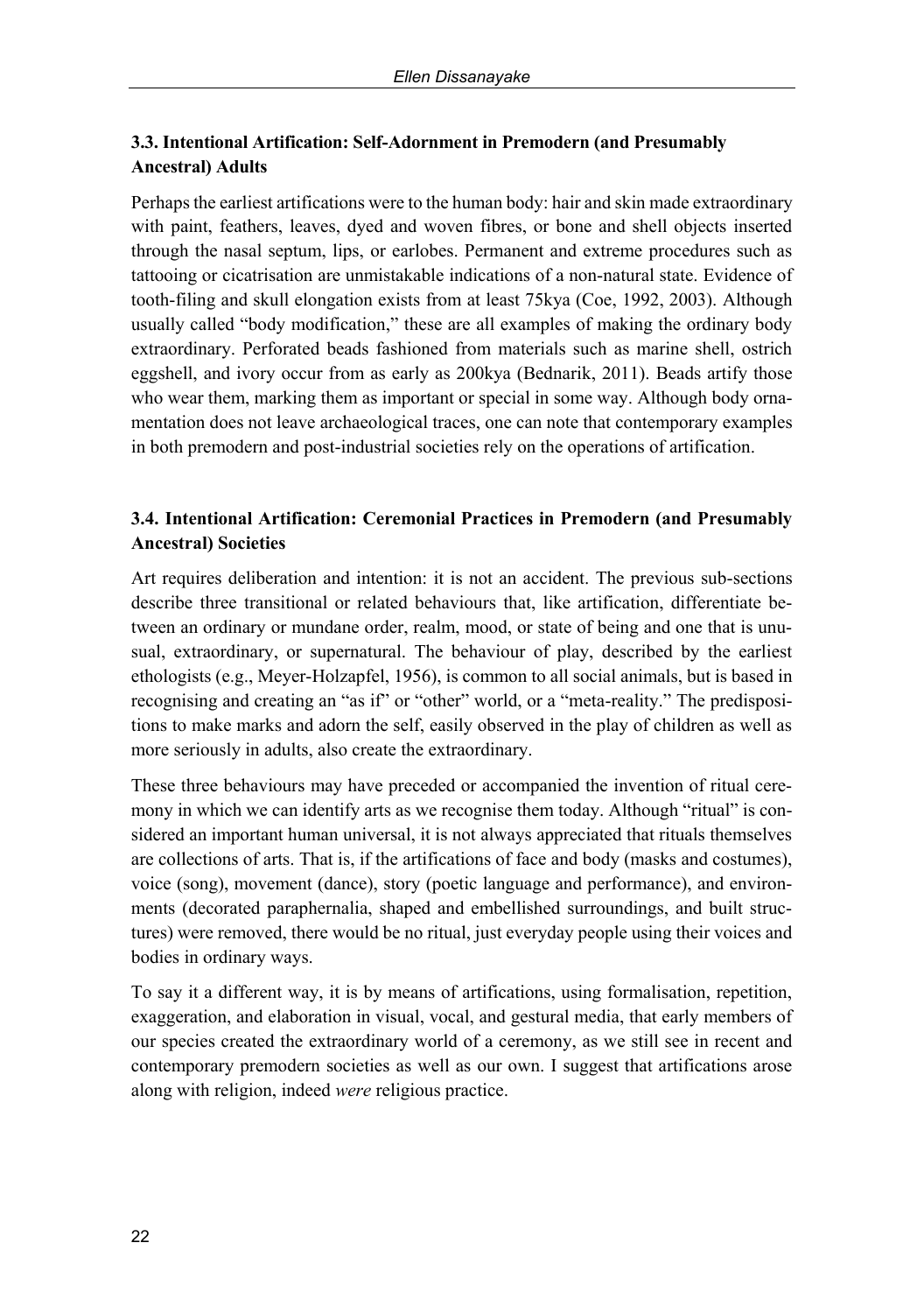### 3.3. Intentional Artification: Self-Adornment in Premodern (and Presumably Ancestral) Adults

Perhaps the earliest artifications were to the human body: hair and skin made extraordinary with paint, feathers, leaves, dyed and woven fibres, or bone and shell objects inserted through the nasal septum, lips, or earlobes. Permanent and extreme procedures such as tattooing or cicatrisation are unmistakable indications of a non-natural state. Evidence of tooth-filing and skull elongation exists from at least 75kya (Coe, 1992, 2003). Although usually called "body modification," these are all examples of making the ordinary body extraordinary. Perforated beads fashioned from materials such as marine shell, ostrich eggshell, and ivory occur from as early as 200kya (Bednarik, 2011). Beads artify those who wear them, marking them as important or special in some way. Although body ornamentation does not leave archaeological traces, one can note that contemporary examples in both premodern and post-industrial societies rely on the operations of artification.

### 3.4. Intentional Artification: Ceremonial Practices in Premodern (and Presumably Ancestral) Societies

Art requires deliberation and intention: it is not an accident. The previous sub-sections describe three transitional or related behaviours that, like artification, differentiate between an ordinary or mundane order, realm, mood, or state of being and one that is unusual, extraordinary, or supernatural. The behaviour of play, described by the earliest ethologists (e.g., Meyer-Holzapfel, 1956), is common to all social animals, but is based in recognising and creating an "as if" or "other" world, or a "meta-reality." The predispositions to make marks and adorn the self, easily observed in the play of children as well as more seriously in adults, also create the extraordinary.

These three behaviours may have preceded or accompanied the invention of ritual ceremony in which we can identify arts as we recognise them today. Although "ritual" is considered an important human universal, it is not always appreciated that rituals themselves are collections of arts. That is, if the artifications of face and body (masks and costumes), voice (song), movement (dance), story (poetic language and performance), and environments (decorated paraphernalia, shaped and embellished surroundings, and built structures) were removed, there would be no ritual, just everyday people using their voices and bodies in ordinary ways.

To say it a different way, it is by means of artifications, using formalisation, repetition, exaggeration, and elaboration in visual, vocal, and gestural media, that early members of our species created the extraordinary world of a ceremony, as we still see in recent and contemporary premodern societies as well as our own. I suggest that artifications arose along with religion, indeed *were* religious practice.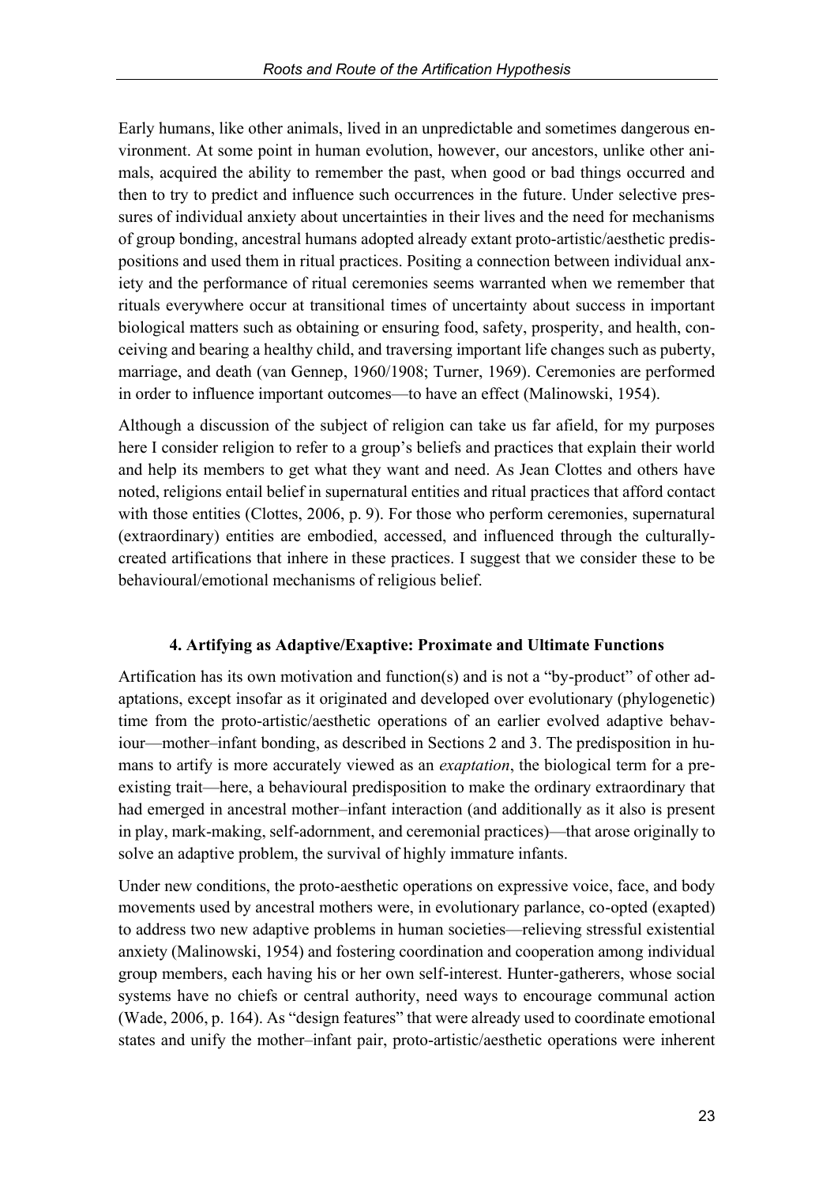Early humans, like other animals, lived in an unpredictable and sometimes dangerous environment. At some point in human evolution, however, our ancestors, unlike other animals, acquired the ability to remember the past, when good or bad things occurred and then to try to predict and influence such occurrences in the future. Under selective pressures of individual anxiety about uncertainties in their lives and the need for mechanisms of group bonding, ancestral humans adopted already extant proto-artistic/aesthetic predispositions and used them in ritual practices. Positing a connection between individual anxiety and the performance of ritual ceremonies seems warranted when we remember that rituals everywhere occur at transitional times of uncertainty about success in important biological matters such as obtaining or ensuring food, safety, prosperity, and health, conceiving and bearing a healthy child, and traversing important life changes such as puberty, marriage, and death (van Gennep, 1960/1908; Turner, 1969). Ceremonies are performed in order to influence important outcomes—to have an effect (Malinowski, 1954).

Although a discussion of the subject of religion can take us far afield, for my purposes here I consider religion to refer to a group's beliefs and practices that explain their world and help its members to get what they want and need. As Jean Clottes and others have noted, religions entail belief in supernatural entities and ritual practices that afford contact with those entities (Clottes, 2006, p. 9). For those who perform ceremonies, supernatural (extraordinary) entities are embodied, accessed, and influenced through the culturally-created artifications that inhere in these practices. I suggest that we consider these to be behavioural/emotional mechanisms of religious belief.

## 4. Artifying as Adaptive/Exaptive: Proximate and Ultimate Functions

Artification has its own motivation and function(s) and is not a "by-product" of other adaptations, except insofar as it originated and developed over evolutionary (phylogenetic) time from the proto-artistic/aesthetic operations of an earlier evolved adaptive behaviour—mother–infant bonding, as described in Sections 2 and 3. The predisposition in humans to artify is more accurately viewed as an *exaptation*, the biological term for a pre-existing trait—here, a behavioural predisposition to make the ordinary extraordinary that had emerged in ancestral mother–infant interaction (and additionally as it also is present in play, mark-making, self-adornment, and ceremonial practices)—that arose originally to solve an adaptive problem, the survival of highly immature infants.

Under new conditions, the proto-aesthetic operations on expressive voice, face, and body movements used by ancestral mothers were, in evolutionary parlance, co-opted (exapted) to address two new adaptive problems in human societies—relieving stressful existential anxiety (Malinowski, 1954) and fostering coordination and cooperation among individual group members, each having his or her own self-interest. Hunter-gatherers, whose social systems have no chiefs or central authority, need ways to encourage communal action (Wade, 2006, p. 164). As "design features" that were already used to coordinate emotional states and unify the mother–infant pair, proto-artistic/aesthetic operations were inherent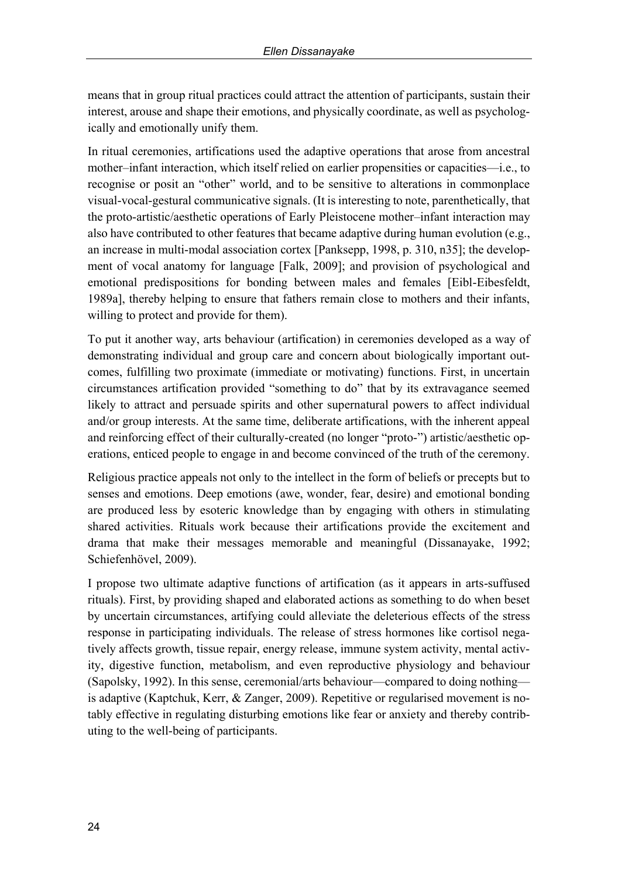means that in group ritual practices could attract the attention of participants, sustain their interest, arouse and shape their emotions, and physically coordinate, as well as psychologically and emotionally unify them.

In ritual ceremonies, artifications used the adaptive operations that arose from ancestral mother–infant interaction, which itself relied on earlier propensities or capacities—i.e., to recognise or posit an "other" world, and to be sensitive to alterations in commonplace visual-vocal-gestural communicative signals. (It is interesting to note, parenthetically, that the proto-artistic/aesthetic operations of Early Pleistocene mother–infant interaction may also have contributed to other features that became adaptive during human evolution (e.g., an increase in multi-modal association cortex [Panksepp, 1998, p. 310, n35]; the development of vocal anatomy for language [Falk, 2009]; and provision of psychological and emotional predispositions for bonding between males and females [Eibl-Eibesfeldt, 1989a], thereby helping to ensure that fathers remain close to mothers and their infants, willing to protect and provide for them).

To put it another way, arts behaviour (artification) in ceremonies developed as a way of demonstrating individual and group care and concern about biologically important outcomes, fulfilling two proximate (immediate or motivating) functions. First, in uncertain circumstances artification provided "something to do" that by its extravagance seemed likely to attract and persuade spirits and other supernatural powers to affect individual and/or group interests. At the same time, deliberate artifications, with the inherent appeal and reinforcing effect of their culturally-created (no longer "proto-") artistic/aesthetic operations, enticed people to engage in and become convinced of the truth of the ceremony.

Religious practice appeals not only to the intellect in the form of beliefs or precepts but to senses and emotions. Deep emotions (awe, wonder, fear, desire) and emotional bonding are produced less by esoteric knowledge than by engaging with others in stimulating shared activities. Rituals work because their artifications provide the excitement and drama that make their messages memorable and meaningful (Dissanayake, 1992; Schiefenhövel, 2009).

I propose two ultimate adaptive functions of artification (as it appears in arts-suffused rituals). First, by providing shaped and elaborated actions as something to do when beset by uncertain circumstances, artifying could alleviate the deleterious effects of the stress response in participating individuals. The release of stress hormones like cortisol negatively affects growth, tissue repair, energy release, immune system activity, mental activity, digestive function, metabolism, and even reproductive physiology and behaviour (Sapolsky, 1992). In this sense, ceremonial/arts behaviour—compared to doing nothing—is adaptive (Kaptchuk, Kerr, & Zanger, 2009). Repetitive or regularised movement is notably effective in regulating disturbing emotions like fear or anxiety and thereby contributing to the well-being of participants.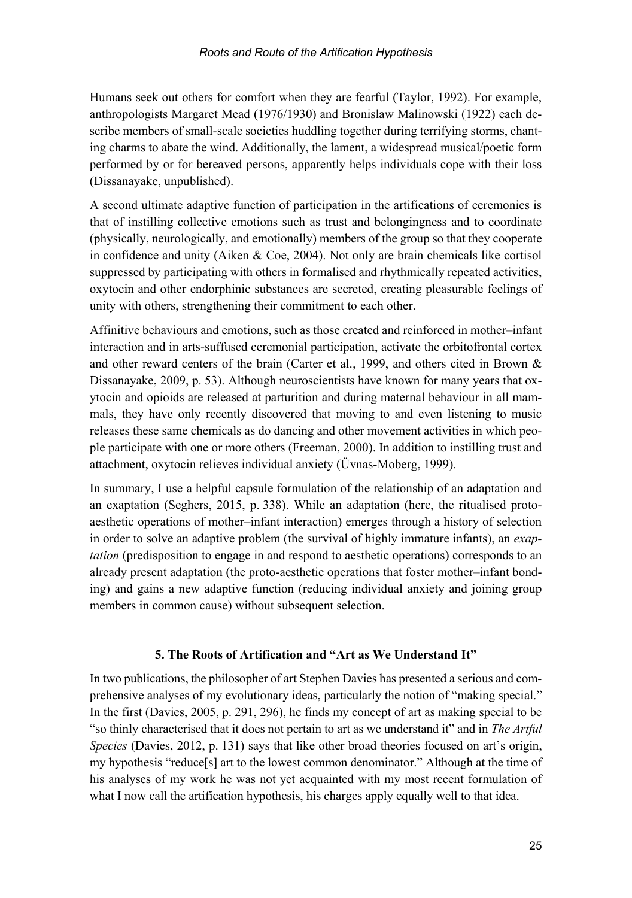Humans seek out others for comfort when they are fearful (Taylor, 1992). For example, anthropologists Margaret Mead (1976/1930) and Bronislaw Malinowski (1922) each describe members of small-scale societies huddling together during terrifying storms, chanting charms to abate the wind. Additionally, the lament, a widespread musical/poetic form performed by or for bereaved persons, apparently helps individuals cope with their loss (Dissanayake, unpublished).

A second ultimate adaptive function of participation in the artifications of ceremonies is that of instilling collective emotions such as trust and belongingness and to coordinate (physically, neurologically, and emotionally) members of the group so that they cooperate in confidence and unity (Aiken & Coe, 2004). Not only are brain chemicals like cortisol suppressed by participating with others in formalised and rhythmically repeated activities, oxytocin and other endorphinic substances are secreted, creating pleasurable feelings of unity with others, strengthening their commitment to each other.

Affinitive behaviours and emotions, such as those created and reinforced in mother–infant interaction and in arts-suffused ceremonial participation, activate the orbitofrontal cortex and other reward centers of the brain (Carter et al., 1999, and others cited in Brown & Dissanayake, 2009, p. 53). Although neuroscientists have known for many years that oxytocin and opioids are released at parturition and during maternal behaviour in all mammals, they have only recently discovered that moving to and even listening to music releases these same chemicals as do dancing and other movement activities in which people participate with one or more others (Freeman, 2000). In addition to instilling trust and attachment, oxytocin relieves individual anxiety (Üvnas-Moberg, 1999).

In summary, I use a helpful capsule formulation of the relationship of an adaptation and an exaptation (Seghers, 2015, p. 338). While an adaptation (here, the ritualised proto-aesthetic operations of mother–infant interaction) emerges through a history of selection in order to solve an adaptive problem (the survival of highly immature infants), an *exaptation* (predisposition to engage in and respond to aesthetic operations) corresponds to an already present adaptation (the proto-aesthetic operations that foster mother–infant bonding) and gains a new adaptive function (reducing individual anxiety and joining group members in common cause) without subsequent selection.

## 5. The Roots of Artification and "Art as We Understand It"

In two publications, the philosopher of art Stephen Davies has presented a serious and comprehensive analyses of my evolutionary ideas, particularly the notion of "making special." In the first (Davies, 2005, p. 291, 296), he finds my concept of art as making special to be "so thinly characterised that it does not pertain to art as we understand it" and in *The Artful Species* (Davies, 2012, p. 131) says that like other broad theories focused on art's origin, my hypothesis "reduce[s] art to the lowest common denominator." Although at the time of his analyses of my work he was not yet acquainted with my most recent formulation of what I now call the artification hypothesis, his charges apply equally well to that idea.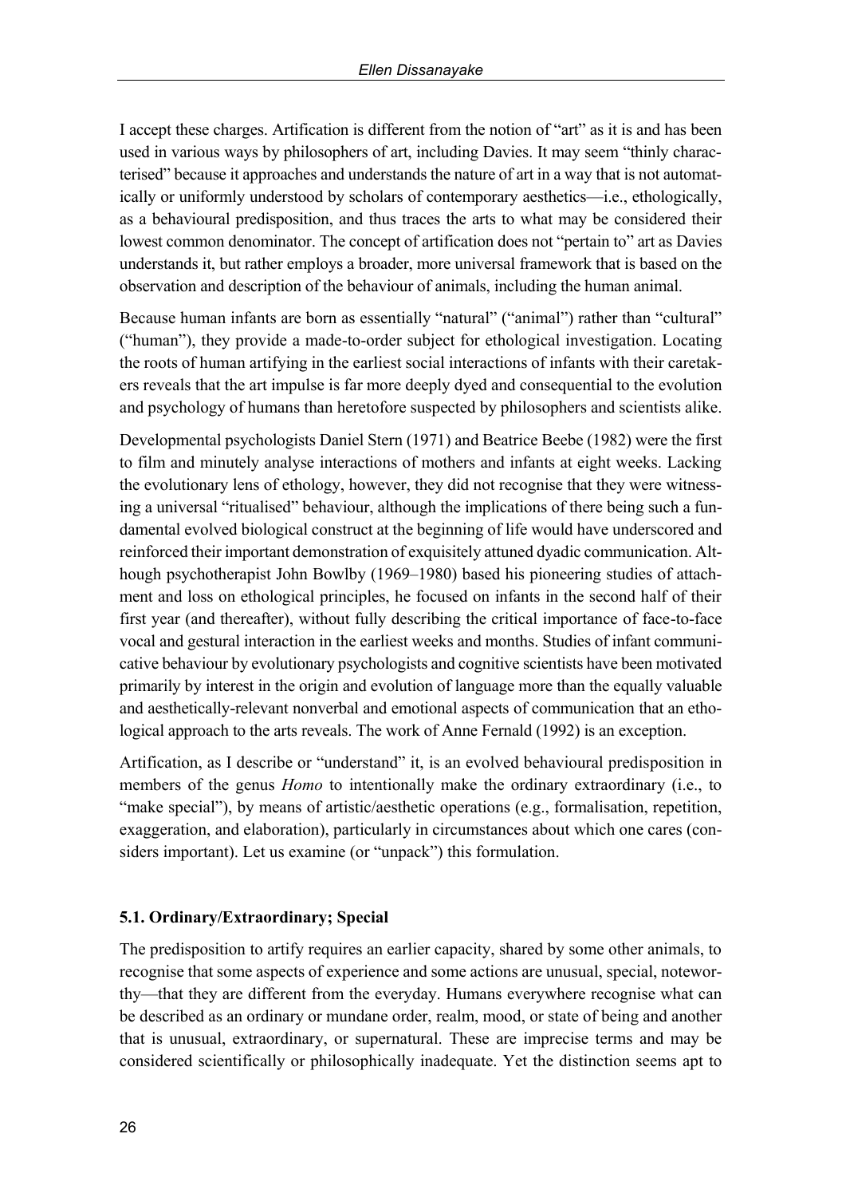I accept these charges. Artification is different from the notion of "art" as it is and has been used in various ways by philosophers of art, including Davies. It may seem "thinly characterised" because it approaches and understands the nature of art in a way that is not automatically or uniformly understood by scholars of contemporary aesthetics—i.e., ethologically, as a behavioural predisposition, and thus traces the arts to what may be considered their lowest common denominator. The concept of artification does not "pertain to" art as Davies understands it, but rather employs a broader, more universal framework that is based on the observation and description of the behaviour of animals, including the human animal.

Because human infants are born as essentially "natural" ("animal") rather than "cultural" ("human"), they provide a made-to-order subject for ethological investigation. Locating the roots of human artifying in the earliest social interactions of infants with their caretakers reveals that the art impulse is far more deeply dyed and consequential to the evolution and psychology of humans than heretofore suspected by philosophers and scientists alike.

Developmental psychologists Daniel Stern (1971) and Beatrice Beebe (1982) were the first to film and minutely analyse interactions of mothers and infants at eight weeks. Lacking the evolutionary lens of ethology, however, they did not recognise that they were witnessing a universal "ritualised" behaviour, although the implications of there being such a fundamental evolved biological construct at the beginning of life would have underscored and reinforced their important demonstration of exquisitely attuned dyadic communication. Although psychotherapist John Bowlby (1969–1980) based his pioneering studies of attachment and loss on ethological principles, he focused on infants in the second half of their first year (and thereafter), without fully describing the critical importance of face-to-face vocal and gestural interaction in the earliest weeks and months. Studies of infant communicative behaviour by evolutionary psychologists and cognitive scientists have been motivated primarily by interest in the origin and evolution of language more than the equally valuable and aesthetically-relevant nonverbal and emotional aspects of communication that an ethological approach to the arts reveals. The work of Anne Fernald (1992) is an exception.

Artification, as I describe or "understand" it, is an evolved behavioural predisposition in members of the genus *Homo* to intentionally make the ordinary extraordinary (i.e., to "make special"), by means of artistic/aesthetic operations (e.g., formalisation, repetition, exaggeration, and elaboration), particularly in circumstances about which one cares (considers important). Let us examine (or "unpack") this formulation.

### 5.1. Ordinary/Extraordinary; Special

The predisposition to artify requires an earlier capacity, shared by some other animals, to recognise that some aspects of experience and some actions are unusual, special, noteworthy—that they are different from the everyday. Humans everywhere recognise what can be described as an ordinary or mundane order, realm, mood, or state of being and another that is unusual, extraordinary, or supernatural. These are imprecise terms and may be considered scientifically or philosophically inadequate. Yet the distinction seems apt to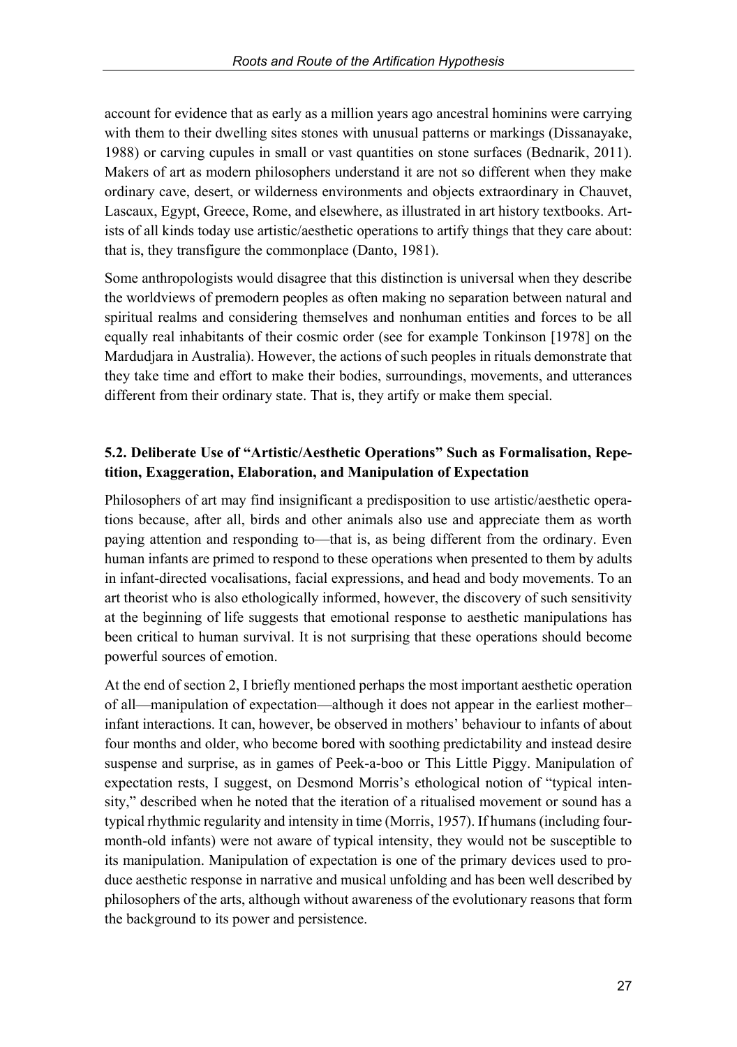account for evidence that as early as a million years ago ancestral hominins were carrying with them to their dwelling sites stones with unusual patterns or markings (Dissanayake, 1988) or carving cupules in small or vast quantities on stone surfaces (Bednarik, 2011). Makers of art as modern philosophers understand it are not so different when they make ordinary cave, desert, or wilderness environments and objects extraordinary in Chauvet, Lascaux, Egypt, Greece, Rome, and elsewhere, as illustrated in art history textbooks. Artists of all kinds today use artistic/aesthetic operations to artify things that they care about: that is, they transfigure the commonplace (Danto, 1981).

Some anthropologists would disagree that this distinction is universal when they describe the worldviews of premodern peoples as often making no separation between natural and spiritual realms and considering themselves and nonhuman entities and forces to be all equally real inhabitants of their cosmic order (see for example Tonkinson [1978] on the Mardudjara in Australia). However, the actions of such peoples in rituals demonstrate that they take time and effort to make their bodies, surroundings, movements, and utterances different from their ordinary state. That is, they artify or make them special.

### 5.2. Deliberate Use of "Artistic/Aesthetic Operations" Such as Formalisation, Repetition, Exaggeration, Elaboration, and Manipulation of Expectation

Philosophers of art may find insignificant a predisposition to use artistic/aesthetic operations because, after all, birds and other animals also use and appreciate them as worth paying attention and responding to—that is, as being different from the ordinary. Even human infants are primed to respond to these operations when presented to them by adults in infant-directed vocalisations, facial expressions, and head and body movements. To an art theorist who is also ethologically informed, however, the discovery of such sensitivity at the beginning of life suggests that emotional response to aesthetic manipulations has been critical to human survival. It is not surprising that these operations should become powerful sources of emotion.

At the end of section 2, I briefly mentioned perhaps the most important aesthetic operation of all—manipulation of expectation—although it does not appear in the earliest mother–infant interactions. It can, however, be observed in mothers' behaviour to infants of about four months and older, who become bored with soothing predictability and instead desire suspense and surprise, as in games of Peek-a-boo or This Little Piggy. Manipulation of expectation rests, I suggest, on Desmond Morris's ethological notion of "typical intensity," described when he noted that the iteration of a ritualised movement or sound has a typical rhythmic regularity and intensity in time (Morris, 1957). If humans (including four-month-old infants) were not aware of typical intensity, they would not be susceptible to its manipulation. Manipulation of expectation is one of the primary devices used to produce aesthetic response in narrative and musical unfolding and has been well described by philosophers of the arts, although without awareness of the evolutionary reasons that form the background to its power and persistence.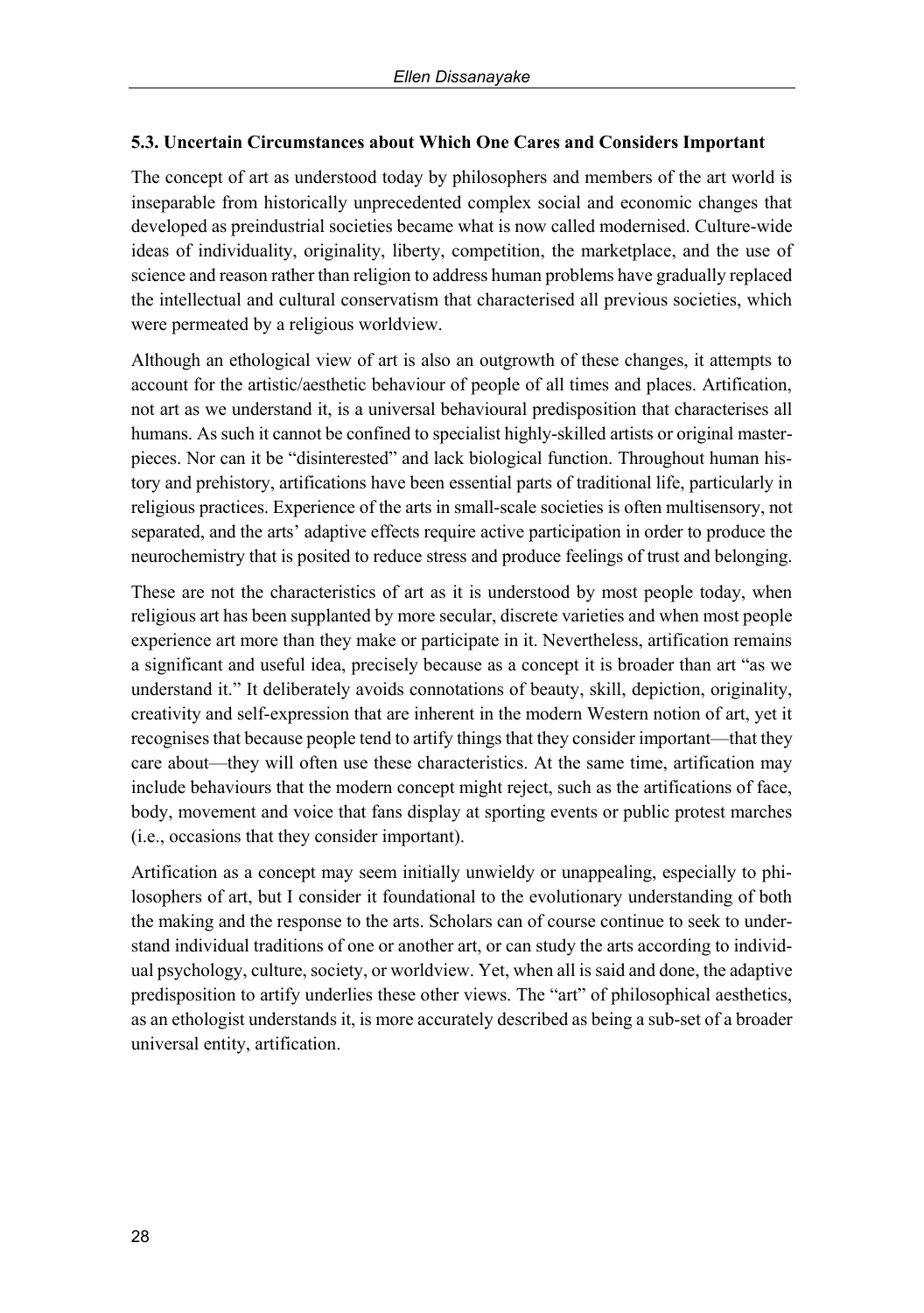### 5.3. Uncertain Circumstances about Which One Cares and Considers Important

The concept of art as understood today by philosophers and members of the art world is inseparable from historically unprecedented complex social and economic changes that developed as preindustrial societies became what is now called modernised. Culture-wide ideas of individuality, originality, liberty, competition, the marketplace, and the use of science and reason rather than religion to address human problems have gradually replaced the intellectual and cultural conservatism that characterised all previous societies, which were permeated by a religious worldview.

Although an ethological view of art is also an outgrowth of these changes, it attempts to account for the artistic/aesthetic behaviour of people of all times and places. Artification, not art as we understand it, is a universal behavioural predisposition that characterises all humans. As such it cannot be confined to specialist highly-skilled artists or original masterpieces. Nor can it be "disinterested" and lack biological function. Throughout human history and prehistory, artifications have been essential parts of traditional life, particularly in religious practices. Experience of the arts in small-scale societies is often multisensory, not separated, and the arts' adaptive effects require active participation in order to produce the neurochemistry that is posited to reduce stress and produce feelings of trust and belonging.

These are not the characteristics of art as it is understood by most people today, when religious art has been supplanted by more secular, discrete varieties and when most people experience art more than they make or participate in it. Nevertheless, artification remains a significant and useful idea, precisely because as a concept it is broader than art "as we understand it." It deliberately avoids connotations of beauty, skill, depiction, originality, creativity and self-expression that are inherent in the modern Western notion of art, yet it recognises that because people tend to artify things that they consider important—that they care about—they will often use these characteristics. At the same time, artification may include behaviours that the modern concept might reject, such as the artifications of face, body, movement and voice that fans display at sporting events or public protest marches (i.e., occasions that they consider important).

Artification as a concept may seem initially unwieldy or unappealing, especially to philosophers of art, but I consider it foundational to the evolutionary understanding of both the making and the response to the arts. Scholars can of course continue to seek to understand individual traditions of one or another art, or can study the arts according to individual psychology, culture, society, or worldview. Yet, when all is said and done, the adaptive predisposition to artify underlies these other views. The "art" of philosophical aesthetics, as an ethologist understands it, is more accurately described as being a sub-set of a broader universal entity, artification.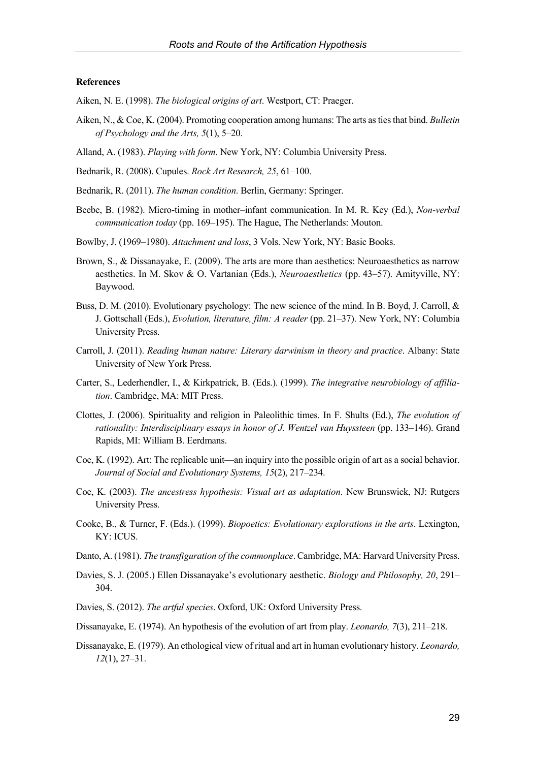**References**

Aiken, N. E. (1998). *The biological origins of art*. Westport, CT: Praeger.

Aiken, N., & Coe, K. (2004). Promoting cooperation among humans: The arts as ties that bind. *Bulletin of Psychology and the Arts, 5*(1), 5–20.

Alland, A. (1983). *Playing with form*. New York, NY: Columbia University Press.

Bednarik, R. (2008). Cupules. *Rock Art Research, 25*, 61–100.

Bednarik, R. (2011). *The human condition*. Berlin, Germany: Springer.

Beebe, B. (1982). Micro-timing in mother–infant communication. In M. R. Key (Ed.), *Non-verbal communication today* (pp. 169–195). The Hague, The Netherlands: Mouton.

Bowlby, J. (1969–1980). *Attachment and loss*, 3 Vols. New York, NY: Basic Books.

Brown, S., & Dissanayake, E. (2009). The arts are more than aesthetics: Neuroaesthetics as narrow aesthetics. In M. Skov & O. Vartanian (Eds.), *Neuroaesthetics* (pp. 43–57). Amityville, NY: Baywood.

Buss, D. M. (2010). Evolutionary psychology: The new science of the mind. In B. Boyd, J. Carroll, & J. Gottschall (Eds.), *Evolution, literature, film: A reader* (pp. 21–37). New York, NY: Columbia University Press.

Carroll, J. (2011). *Reading human nature: Literary darwinism in theory and practice*. Albany: State University of New York Press.

Carter, S., Lederhendler, I., & Kirkpatrick, B. (Eds.). (1999). *The integrative neurobiology of affiliation*. Cambridge, MA: MIT Press.

Clottes, J. (2006). Spirituality and religion in Paleolithic times. In F. Shults (Ed.), *The evolution of rationality: Interdisciplinary essays in honor of J. Wentzel van Huyssteen* (pp. 133–146). Grand Rapids, MI: William B. Eerdmans.

Coe, K. (1992). Art: The replicable unit—an inquiry into the possible origin of art as a social behavior. *Journal of Social and Evolutionary Systems, 15*(2), 217–234.

Coe, K. (2003). *The ancestress hypothesis: Visual art as adaptation*. New Brunswick, NJ: Rutgers University Press.

Cooke, B., & Turner, F. (Eds.). (1999). *Biopoetics: Evolutionary explorations in the arts*. Lexington, KY: ICUS.

Danto, A. (1981). *The transfiguration of the commonplace*. Cambridge, MA: Harvard University Press.

Davies, S. J. (2005.) Ellen Dissanayake's evolutionary aesthetic. *Biology and Philosophy, 20*, 291–304.

Davies, S. (2012). *The artful species*. Oxford, UK: Oxford University Press.

Dissanayake, E. (1974). An hypothesis of the evolution of art from play. *Leonardo, 7*(3), 211–218.

Dissanayake, E. (1979). An ethological view of ritual and art in human evolutionary history. *Leonardo, 12*(1), 27–31.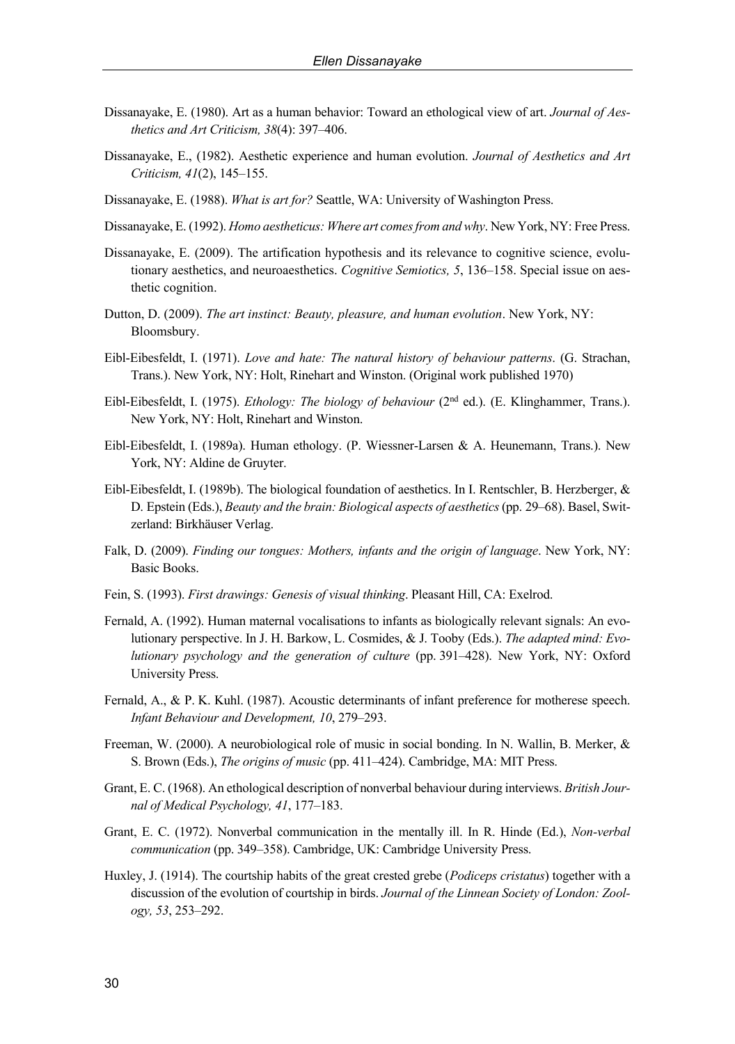Dissanayake, E. (1980). Art as a human behavior: Toward an ethological view of art. *Journal of Aesthetics and Art Criticism, 38*(4): 397–406.

Dissanayake, E., (1982). Aesthetic experience and human evolution. *Journal of Aesthetics and Art Criticism, 41*(2), 145–155.

Dissanayake, E. (1988). *What is art for?* Seattle, WA: University of Washington Press.

Dissanayake, E. (1992). *Homo aestheticus: Where art comes from and why*. New York, NY: Free Press.

Dissanayake, E. (2009). The artification hypothesis and its relevance to cognitive science, evolutionary aesthetics, and neuroaesthetics. *Cognitive Semiotics, 5*, 136–158. Special issue on aesthetic cognition.

Dutton, D. (2009). *The art instinct: Beauty, pleasure, and human evolution*. New York, NY: Bloomsbury.

Eibl-Eibesfeldt, I. (1971). *Love and hate: The natural history of behaviour patterns*. (G. Strachan, Trans.). New York, NY: Holt, Rinehart and Winston. (Original work published 1970)

Eibl-Eibesfeldt, I. (1975). *Ethology: The biology of behaviour* (2nd ed.). (E. Klinghammer, Trans.). New York, NY: Holt, Rinehart and Winston.

Eibl-Eibesfeldt, I. (1989a). Human ethology. (P. Wiessner-Larsen & A. Heunemann, Trans.). New York, NY: Aldine de Gruyter.

Eibl-Eibesfeldt, I. (1989b). The biological foundation of aesthetics. In I. Rentschler, B. Herzberger, & D. Epstein (Eds.), *Beauty and the brain: Biological aspects of aesthetics* (pp. 29–68). Basel, Switzerland: Birkhäuser Verlag.

Falk, D. (2009). *Finding our tongues: Mothers, infants and the origin of language*. New York, NY: Basic Books.

Fein, S. (1993). *First drawings: Genesis of visual thinking*. Pleasant Hill, CA: Exelrod.

Fernald, A. (1992). Human maternal vocalisations to infants as biologically relevant signals: An evolutionary perspective. In J. H. Barkow, L. Cosmides, & J. Tooby (Eds.). *The adapted mind: Evolutionary psychology and the generation of culture* (pp. 391–428). New York, NY: Oxford University Press.

Fernald, A., & P. K. Kuhl. (1987). Acoustic determinants of infant preference for motherese speech. *Infant Behaviour and Development, 10*, 279–293.

Freeman, W. (2000). A neurobiological role of music in social bonding. In N. Wallin, B. Merker, & S. Brown (Eds.), *The origins of music* (pp. 411–424). Cambridge, MA: MIT Press.

Grant, E. C. (1968). An ethological description of nonverbal behaviour during interviews. *British Journal of Medical Psychology, 41*, 177–183.

Grant, E. C. (1972). Nonverbal communication in the mentally ill. In R. Hinde (Ed.), *Non-verbal communication* (pp. 349–358). Cambridge, UK: Cambridge University Press.

Huxley, J. (1914). The courtship habits of the great crested grebe (*Podiceps cristatus*) together with a discussion of the evolution of courtship in birds. *Journal of the Linnean Society of London: Zoology, 53*, 253–292.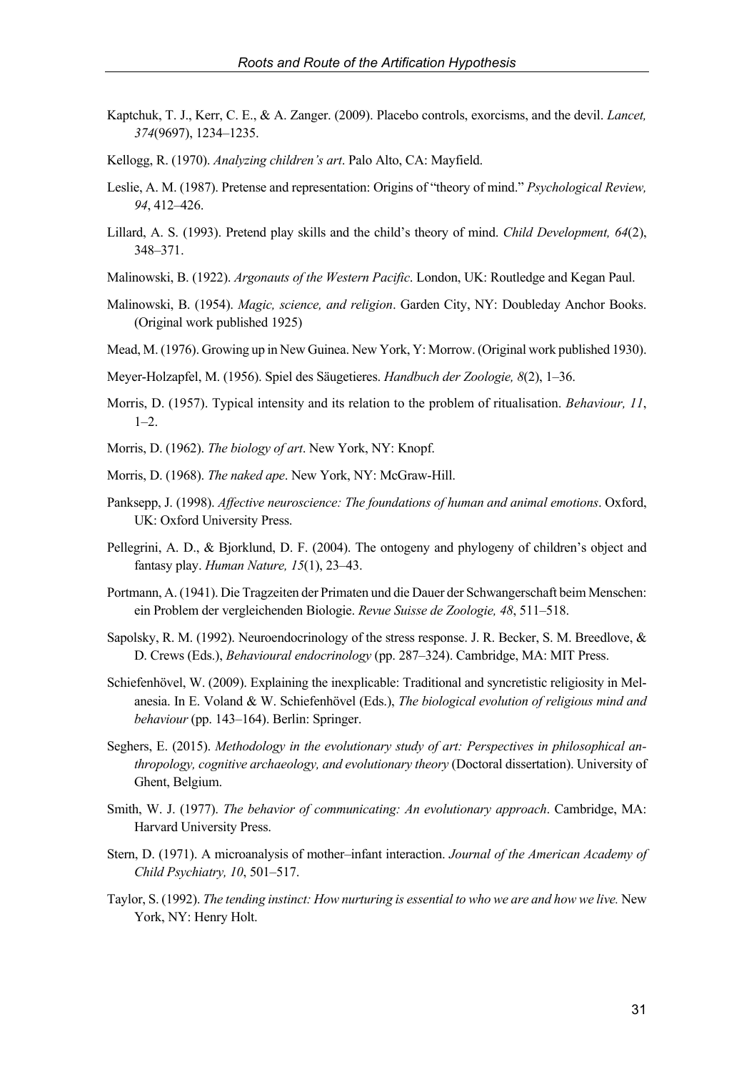Kaptchuk, T. J., Kerr, C. E., & A. Zanger. (2009). Placebo controls, exorcisms, and the devil. *Lancet, 374*(9697), 1234–1235.

Kellogg, R. (1970). *Analyzing children's art*. Palo Alto, CA: Mayfield.

Leslie, A. M. (1987). Pretense and representation: Origins of "theory of mind." *Psychological Review, 94*, 412–426.

Lillard, A. S. (1993). Pretend play skills and the child's theory of mind. *Child Development, 64*(2), 348–371.

Malinowski, B. (1922). *Argonauts of the Western Pacific*. London, UK: Routledge and Kegan Paul.

Malinowski, B. (1954). *Magic, science, and religion*. Garden City, NY: Doubleday Anchor Books. (Original work published 1925)

Mead, M. (1976). Growing up in New Guinea. New York, Y: Morrow. (Original work published 1930).

Meyer-Holzapfel, M. (1956). Spiel des Säugetieres. *Handbuch der Zoologie, 8*(2), 1–36.

Morris, D. (1957). Typical intensity and its relation to the problem of ritualisation. *Behaviour, 11*, 1–2.

Morris, D. (1962). *The biology of art*. New York, NY: Knopf.

Morris, D. (1968). *The naked ape*. New York, NY: McGraw-Hill.

Panksepp, J. (1998). *Affective neuroscience: The foundations of human and animal emotions*. Oxford, UK: Oxford University Press.

Pellegrini, A. D., & Bjorklund, D. F. (2004). The ontogeny and phylogeny of children's object and fantasy play. *Human Nature, 15*(1), 23–43.

Portmann, A. (1941). Die Tragzeiten der Primaten und die Dauer der Schwangerschaft beim Menschen: ein Problem der vergleichenden Biologie. *Revue Suisse de Zoologie, 48*, 511–518.

Sapolsky, R. M. (1992). Neuroendocrinology of the stress response. J. R. Becker, S. M. Breedlove, & D. Crews (Eds.), *Behavioural endocrinology* (pp. 287–324). Cambridge, MA: MIT Press.

Schiefenhövel, W. (2009). Explaining the inexplicable: Traditional and syncretistic religiosity in Melanesia. In E. Voland & W. Schiefenhövel (Eds.), *The biological evolution of religious mind and behaviour* (pp. 143–164). Berlin: Springer.

Seghers, E. (2015). *Methodology in the evolutionary study of art: Perspectives in philosophical anthropology, cognitive archaeology, and evolutionary theory* (Doctoral dissertation). University of Ghent, Belgium.

Smith, W. J. (1977). *The behavior of communicating: An evolutionary approach*. Cambridge, MA: Harvard University Press.

Stern, D. (1971). A microanalysis of mother–infant interaction. *Journal of the American Academy of Child Psychiatry, 10*, 501–517.

Taylor, S. (1992). *The tending instinct: How nurturing is essential to who we are and how we live.* New York, NY: Henry Holt.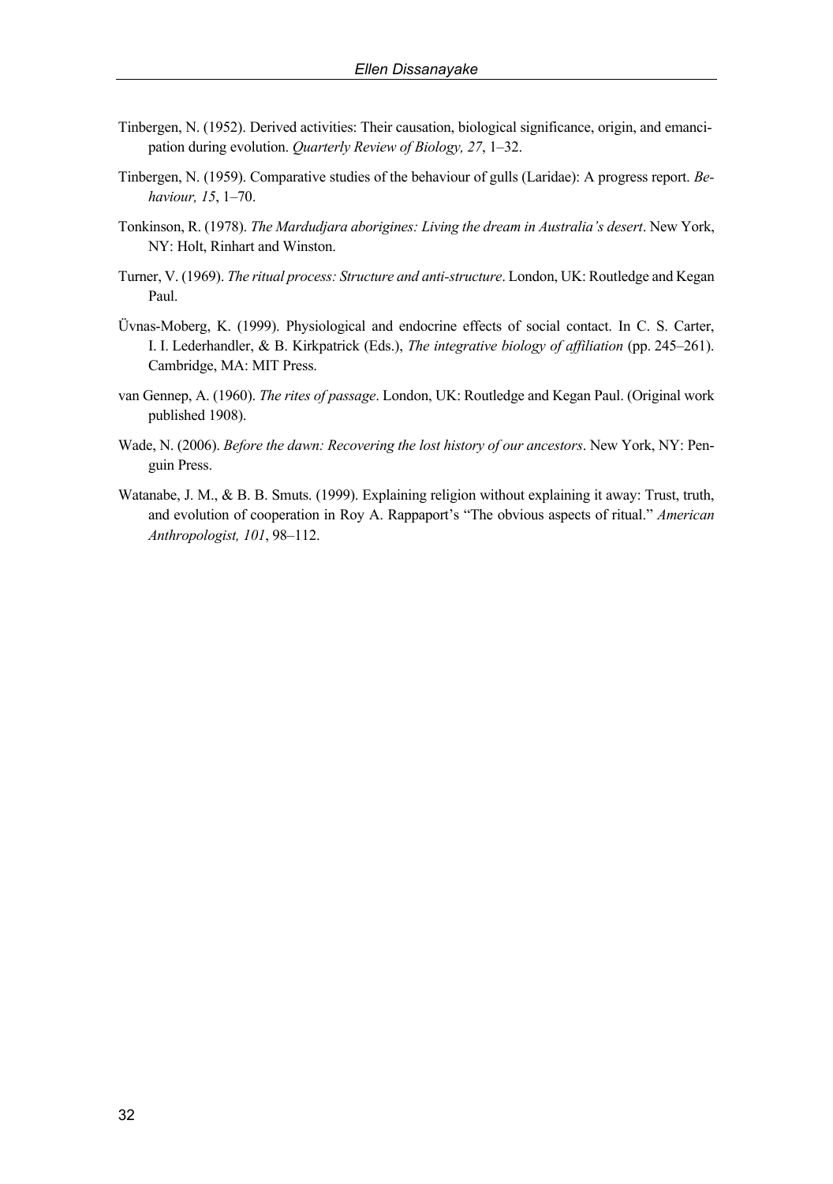Tinbergen, N. (1952). Derived activities: Their causation, biological significance, origin, and emancipation during evolution. *Quarterly Review of Biology, 27*, 1–32.

Tinbergen, N. (1959). Comparative studies of the behaviour of gulls (Laridae): A progress report. *Behaviour, 15*, 1–70.

Tonkinson, R. (1978). *The Mardudjara aborigines: Living the dream in Australia's desert*. New York, NY: Holt, Rinhart and Winston.

Turner, V. (1969). *The ritual process: Structure and anti-structure*. London, UK: Routledge and Kegan Paul.

Üvnas-Moberg, K. (1999). Physiological and endocrine effects of social contact. In C. S. Carter, I. I. Lederhandler, & B. Kirkpatrick (Eds.), *The integrative biology of affiliation* (pp. 245–261). Cambridge, MA: MIT Press.

van Gennep, A. (1960). *The rites of passage*. London, UK: Routledge and Kegan Paul. (Original work published 1908).

Wade, N. (2006). *Before the dawn: Recovering the lost history of our ancestors*. New York, NY: Penguin Press.

Watanabe, J. M., & B. B. Smuts. (1999). Explaining religion without explaining it away: Trust, truth, and evolution of cooperation in Roy A. Rappaport's "The obvious aspects of ritual." *American Anthropologist, 101*, 98–112.